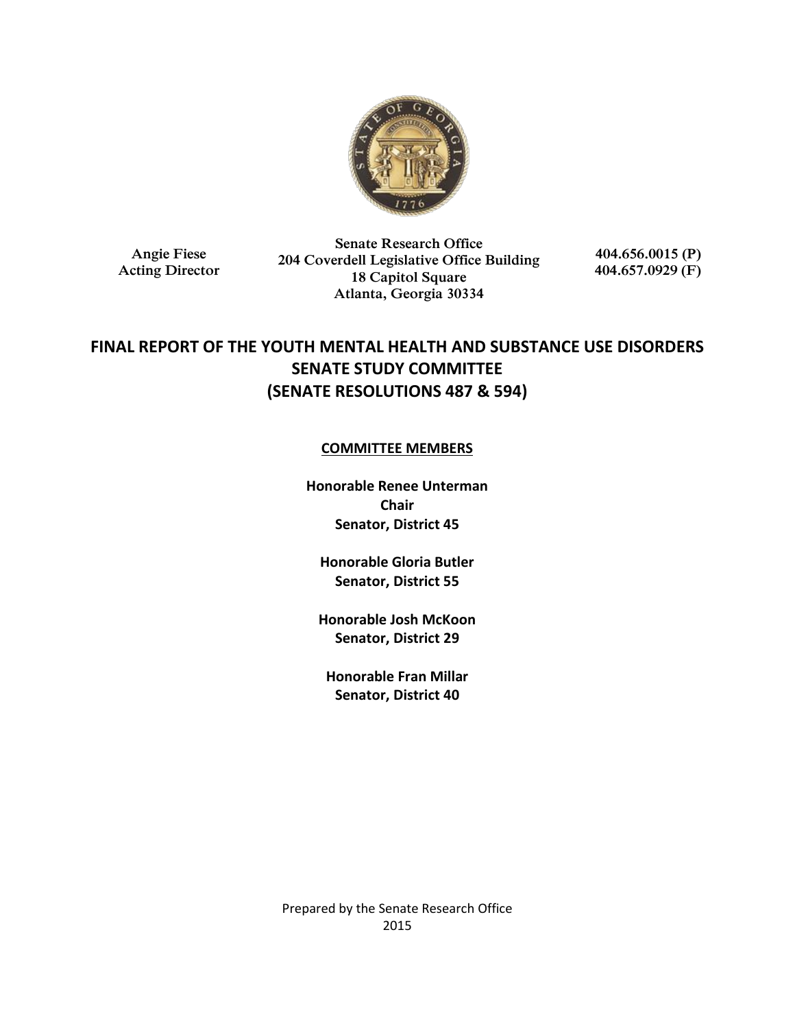Angie Fiese
Acting Director

Senate Research Office
204 Coverdell Legislative Office Building
18 Capitol Square
Atlanta, Georgia 30334

404.656.0015 (P)
404.657.0929 (F)

# FINAL REPORT OF THE YOUTH MENTAL HEALTH AND SUBSTANCE USE DISORDERS SENATE STUDY COMMITTEE (SENATE RESOLUTIONS 487 & 594)

**COMMITTEE MEMBERS**

**Honorable Renee Unterman**
**Chair**
**Senator, District 45**

**Honorable Gloria Butler**
**Senator, District 55**

**Honorable Josh McKoon**
**Senator, District 29**

**Honorable Fran Millar**
**Senator, District 40**

Prepared by the Senate Research Office
2015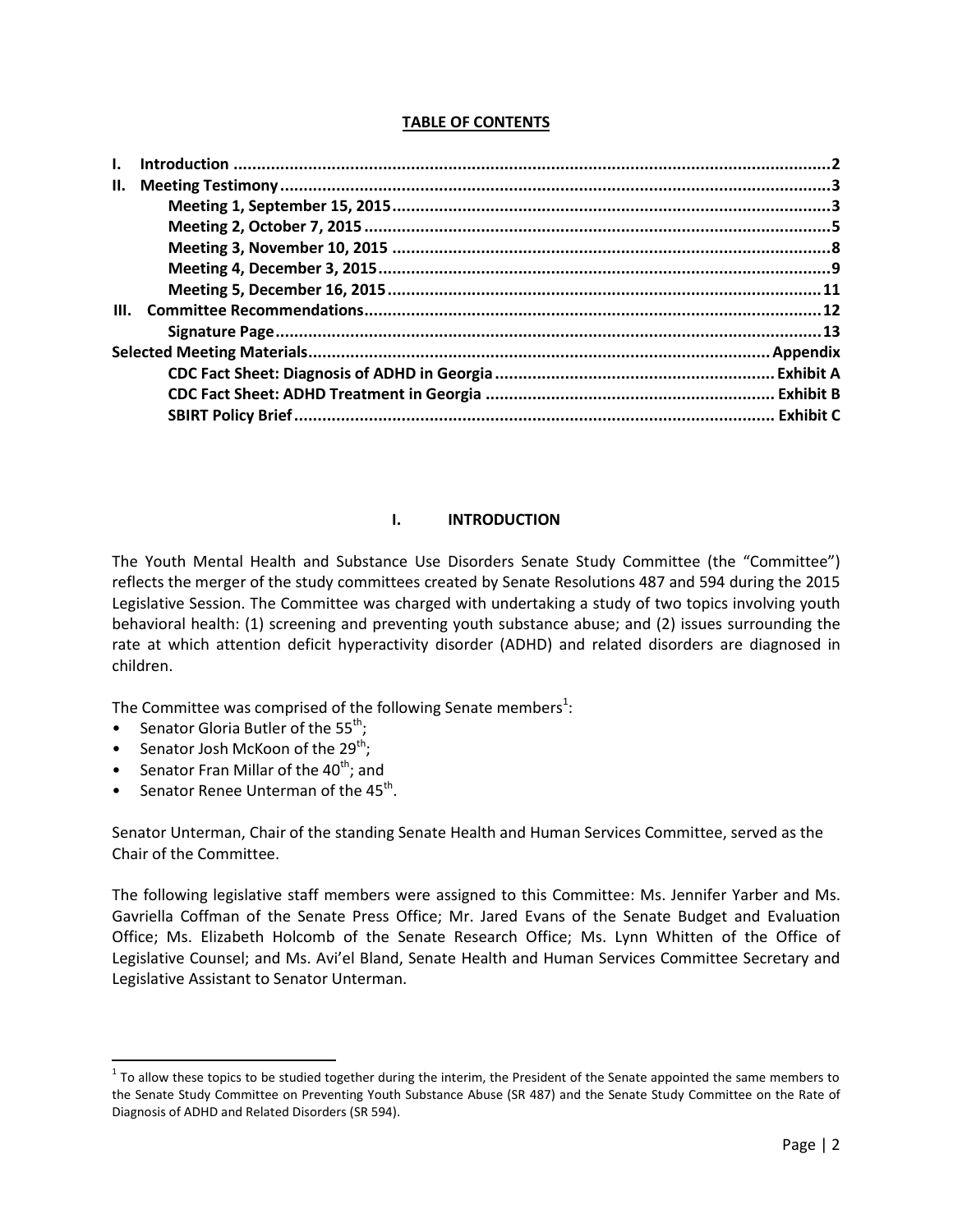**TABLE OF CONTENTS**

| | |
|---|---|
| **I. Introduction** | **2** |
| **II. Meeting Testimony** | **3** |
| **Meeting 1, September 15, 2015** | **3** |
| **Meeting 2, October 7, 2015** | **5** |
| **Meeting 3, November 10, 2015** | **8** |
| **Meeting 4, December 3, 2015** | **9** |
| **Meeting 5, December 16, 2015** | **11** |
| **III. Committee Recommendations** | **12** |
| **Signature Page** | **13** |
| **Selected Meeting Materials** | **Appendix** |
| **CDC Fact Sheet: Diagnosis of ADHD in Georgia** | **Exhibit A** |
| **CDC Fact Sheet: ADHD Treatment in Georgia** | **Exhibit B** |
| **SBIRT Policy Brief** | **Exhibit C** |

## I. INTRODUCTION

The Youth Mental Health and Substance Use Disorders Senate Study Committee (the "Committee") reflects the merger of the study committees created by Senate Resolutions 487 and 594 during the 2015 Legislative Session. The Committee was charged with undertaking a study of two topics involving youth behavioral health: (1) screening and preventing youth substance abuse; and (2) issues surrounding the rate at which attention deficit hyperactivity disorder (ADHD) and related disorders are diagnosed in children.

The Committee was comprised of the following Senate members[1]:

- Senator Gloria Butler of the 55th;
- Senator Josh McKoon of the 29th;
- Senator Fran Millar of the 40th; and
- Senator Renee Unterman of the 45th.

Senator Unterman, Chair of the standing Senate Health and Human Services Committee, served as the Chair of the Committee.

The following legislative staff members were assigned to this Committee: Ms. Jennifer Yarber and Ms. Gavriella Coffman of the Senate Press Office; Mr. Jared Evans of the Senate Budget and Evaluation Office; Ms. Elizabeth Holcomb of the Senate Research Office; Ms. Lynn Whitten of the Office of Legislative Counsel; and Ms. Avi'el Bland, Senate Health and Human Services Committee Secretary and Legislative Assistant to Senator Unterman.

---

[1] To allow these topics to be studied together during the interim, the President of the Senate appointed the same members to the Senate Study Committee on Preventing Youth Substance Abuse (SR 487) and the Senate Study Committee on the Rate of Diagnosis of ADHD and Related Disorders (SR 594).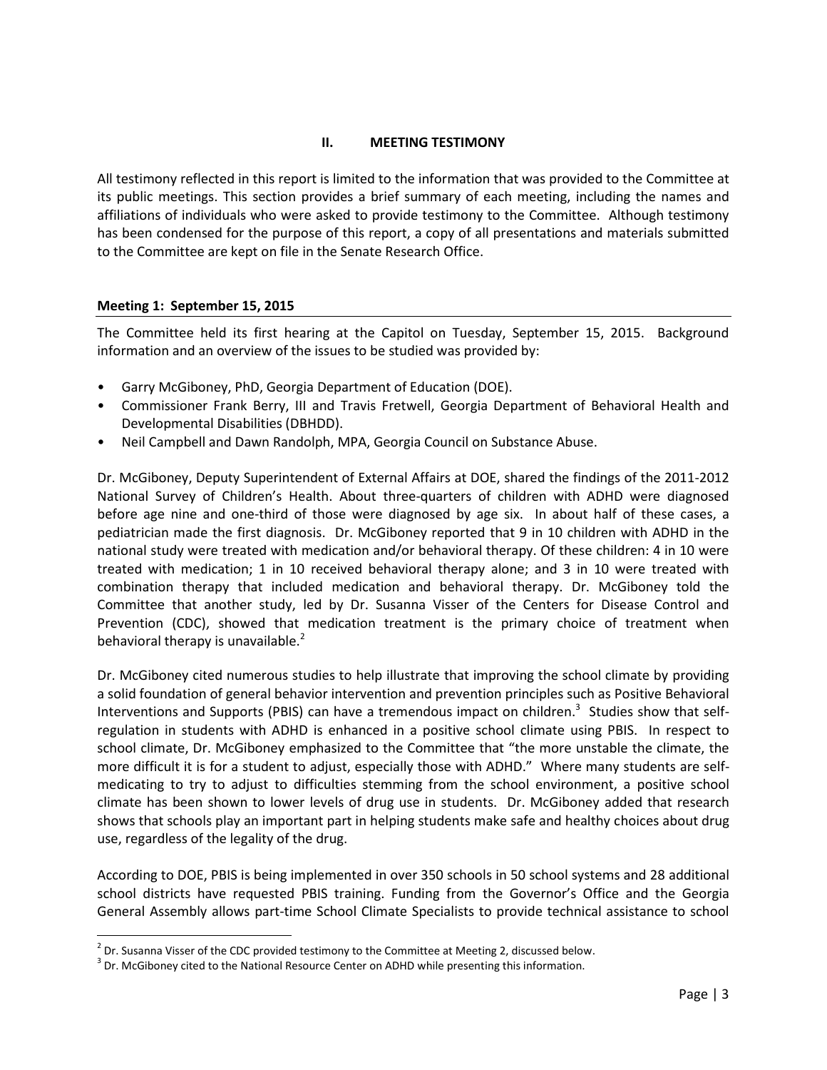## II. MEETING TESTIMONY

All testimony reflected in this report is limited to the information that was provided to the Committee at its public meetings. This section provides a brief summary of each meeting, including the names and affiliations of individuals who were asked to provide testimony to the Committee. Although testimony has been condensed for the purpose of this report, a copy of all presentations and materials submitted to the Committee are kept on file in the Senate Research Office.

### Meeting 1: September 15, 2015

The Committee held its first hearing at the Capitol on Tuesday, September 15, 2015. Background information and an overview of the issues to be studied was provided by:

- Garry McGiboney, PhD, Georgia Department of Education (DOE).
- Commissioner Frank Berry, III and Travis Fretwell, Georgia Department of Behavioral Health and Developmental Disabilities (DBHDD).
- Neil Campbell and Dawn Randolph, MPA, Georgia Council on Substance Abuse.

Dr. McGiboney, Deputy Superintendent of External Affairs at DOE, shared the findings of the 2011-2012 National Survey of Children's Health. About three-quarters of children with ADHD were diagnosed before age nine and one-third of those were diagnosed by age six. In about half of these cases, a pediatrician made the first diagnosis. Dr. McGiboney reported that 9 in 10 children with ADHD in the national study were treated with medication and/or behavioral therapy. Of these children: 4 in 10 were treated with medication; 1 in 10 received behavioral therapy alone; and 3 in 10 were treated with combination therapy that included medication and behavioral therapy. Dr. McGiboney told the Committee that another study, led by Dr. Susanna Visser of the Centers for Disease Control and Prevention (CDC), showed that medication treatment is the primary choice of treatment when behavioral therapy is unavailable.[2]

Dr. McGiboney cited numerous studies to help illustrate that improving the school climate by providing a solid foundation of general behavior intervention and prevention principles such as Positive Behavioral Interventions and Supports (PBIS) can have a tremendous impact on children.[3] Studies show that self-regulation in students with ADHD is enhanced in a positive school climate using PBIS. In respect to school climate, Dr. McGiboney emphasized to the Committee that "the more unstable the climate, the more difficult it is for a student to adjust, especially those with ADHD." Where many students are self-medicating to try to adjust to difficulties stemming from the school environment, a positive school climate has been shown to lower levels of drug use in students. Dr. McGiboney added that research shows that schools play an important part in helping students make safe and healthy choices about drug use, regardless of the legality of the drug.

According to DOE, PBIS is being implemented in over 350 schools in 50 school systems and 28 additional school districts have requested PBIS training. Funding from the Governor's Office and the Georgia General Assembly allows part-time School Climate Specialists to provide technical assistance to school

---

[2] Dr. Susanna Visser of the CDC provided testimony to the Committee at Meeting 2, discussed below.

[3] Dr. McGiboney cited to the National Resource Center on ADHD while presenting this information.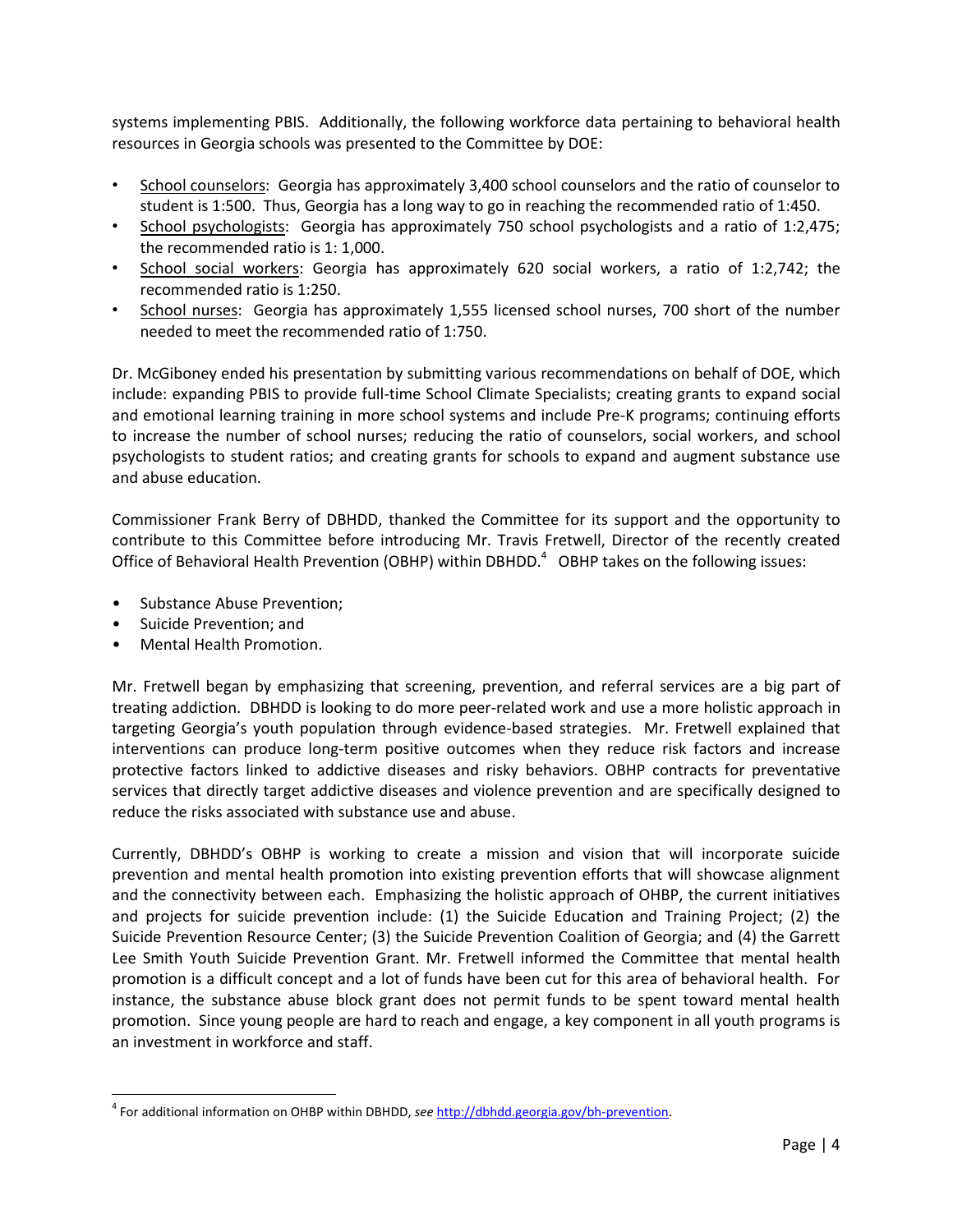systems implementing PBIS. Additionally, the following workforce data pertaining to behavioral health resources in Georgia schools was presented to the Committee by DOE:

- School counselors: Georgia has approximately 3,400 school counselors and the ratio of counselor to student is 1:500. Thus, Georgia has a long way to go in reaching the recommended ratio of 1:450.
- School psychologists: Georgia has approximately 750 school psychologists and a ratio of 1:2,475; the recommended ratio is 1: 1,000.
- School social workers: Georgia has approximately 620 social workers, a ratio of 1:2,742; the recommended ratio is 1:250.
- School nurses: Georgia has approximately 1,555 licensed school nurses, 700 short of the number needed to meet the recommended ratio of 1:750.

Dr. McGiboney ended his presentation by submitting various recommendations on behalf of DOE, which include: expanding PBIS to provide full-time School Climate Specialists; creating grants to expand social and emotional learning training in more school systems and include Pre-K programs; continuing efforts to increase the number of school nurses; reducing the ratio of counselors, social workers, and school psychologists to student ratios; and creating grants for schools to expand and augment substance use and abuse education.

Commissioner Frank Berry of DBHDD, thanked the Committee for its support and the opportunity to contribute to this Committee before introducing Mr. Travis Fretwell, Director of the recently created Office of Behavioral Health Prevention (OBHP) within DBHDD.[4] OBHP takes on the following issues:

- Substance Abuse Prevention;
- Suicide Prevention; and
- Mental Health Promotion.

Mr. Fretwell began by emphasizing that screening, prevention, and referral services are a big part of treating addiction. DBHDD is looking to do more peer-related work and use a more holistic approach in targeting Georgia's youth population through evidence-based strategies. Mr. Fretwell explained that interventions can produce long-term positive outcomes when they reduce risk factors and increase protective factors linked to addictive diseases and risky behaviors. OBHP contracts for preventative services that directly target addictive diseases and violence prevention and are specifically designed to reduce the risks associated with substance use and abuse.

Currently, DBHDD's OBHP is working to create a mission and vision that will incorporate suicide prevention and mental health promotion into existing prevention efforts that will showcase alignment and the connectivity between each. Emphasizing the holistic approach of OHBP, the current initiatives and projects for suicide prevention include: (1) the Suicide Education and Training Project; (2) the Suicide Prevention Resource Center; (3) the Suicide Prevention Coalition of Georgia; and (4) the Garrett Lee Smith Youth Suicide Prevention Grant. Mr. Fretwell informed the Committee that mental health promotion is a difficult concept and a lot of funds have been cut for this area of behavioral health. For instance, the substance abuse block grant does not permit funds to be spent toward mental health promotion. Since young people are hard to reach and engage, a key component in all youth programs is an investment in workforce and staff.

[4] For additional information on OHBP within DBHDD, *see* http://dbhdd.georgia.gov/bh-prevention.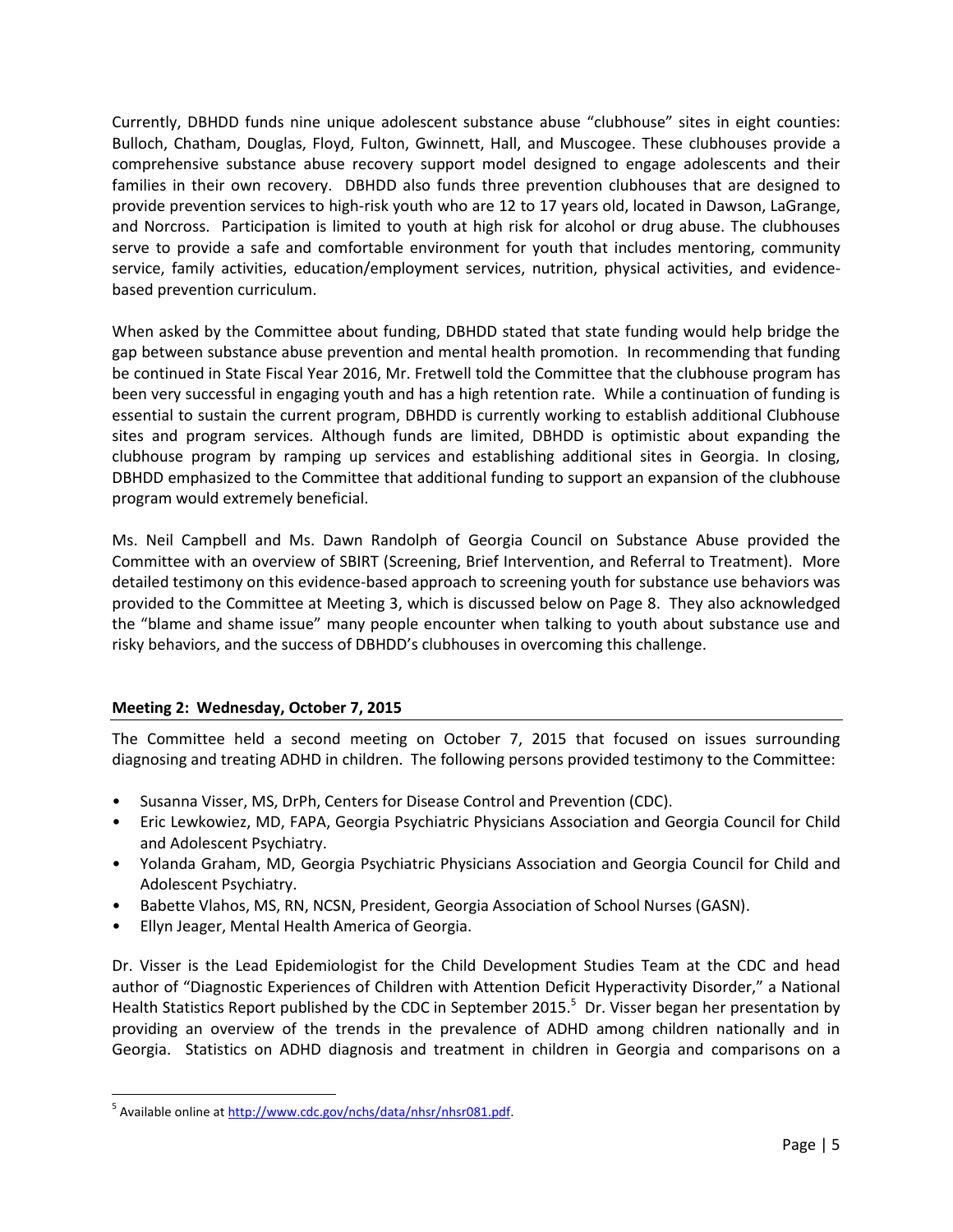Currently, DBHDD funds nine unique adolescent substance abuse "clubhouse" sites in eight counties: Bulloch, Chatham, Douglas, Floyd, Fulton, Gwinnett, Hall, and Muscogee. These clubhouses provide a comprehensive substance abuse recovery support model designed to engage adolescents and their families in their own recovery. DBHDD also funds three prevention clubhouses that are designed to provide prevention services to high-risk youth who are 12 to 17 years old, located in Dawson, LaGrange, and Norcross. Participation is limited to youth at high risk for alcohol or drug abuse. The clubhouses serve to provide a safe and comfortable environment for youth that includes mentoring, community service, family activities, education/employment services, nutrition, physical activities, and evidence-based prevention curriculum.

When asked by the Committee about funding, DBHDD stated that state funding would help bridge the gap between substance abuse prevention and mental health promotion. In recommending that funding be continued in State Fiscal Year 2016, Mr. Fretwell told the Committee that the clubhouse program has been very successful in engaging youth and has a high retention rate. While a continuation of funding is essential to sustain the current program, DBHDD is currently working to establish additional Clubhouse sites and program services. Although funds are limited, DBHDD is optimistic about expanding the clubhouse program by ramping up services and establishing additional sites in Georgia. In closing, DBHDD emphasized to the Committee that additional funding to support an expansion of the clubhouse program would extremely beneficial.

Ms. Neil Campbell and Ms. Dawn Randolph of Georgia Council on Substance Abuse provided the Committee with an overview of SBIRT (Screening, Brief Intervention, and Referral to Treatment). More detailed testimony on this evidence-based approach to screening youth for substance use behaviors was provided to the Committee at Meeting 3, which is discussed below on Page 8. They also acknowledged the "blame and shame issue" many people encounter when talking to youth about substance use and risky behaviors, and the success of DBHDD's clubhouses in overcoming this challenge.

### Meeting 2: Wednesday, October 7, 2015

The Committee held a second meeting on October 7, 2015 that focused on issues surrounding diagnosing and treating ADHD in children. The following persons provided testimony to the Committee:

- Susanna Visser, MS, DrPh, Centers for Disease Control and Prevention (CDC).
- Eric Lewkowiez, MD, FAPA, Georgia Psychiatric Physicians Association and Georgia Council for Child and Adolescent Psychiatry.
- Yolanda Graham, MD, Georgia Psychiatric Physicians Association and Georgia Council for Child and Adolescent Psychiatry.
- Babette Vlahos, MS, RN, NCSN, President, Georgia Association of School Nurses (GASN).
- Ellyn Jeager, Mental Health America of Georgia.

Dr. Visser is the Lead Epidemiologist for the Child Development Studies Team at the CDC and head author of "Diagnostic Experiences of Children with Attention Deficit Hyperactivity Disorder," a National Health Statistics Report published by the CDC in September 2015.[5] Dr. Visser began her presentation by providing an overview of the trends in the prevalence of ADHD among children nationally and in Georgia. Statistics on ADHD diagnosis and treatment in children in Georgia and comparisons on a

[5] Available online at http://www.cdc.gov/nchs/data/nhsr/nhsr081.pdf.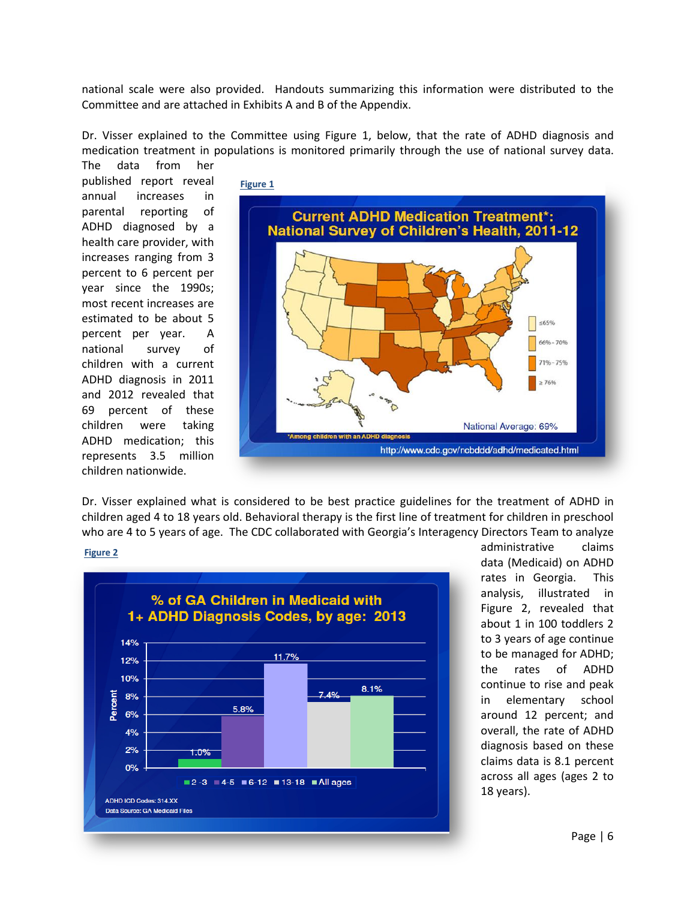national scale were also provided. Handouts summarizing this information were distributed to the Committee and are attached in Exhibits A and B of the Appendix.

Dr. Visser explained to the Committee using Figure 1, below, that the rate of ADHD diagnosis and medication treatment in populations is monitored primarily through the use of national survey data. The data from her published report reveal annual increases in parental reporting of ADHD diagnosed by a health care provider, with increases ranging from 3 percent to 6 percent per year since the 1990s; most recent increases are estimated to be about 5 percent per year. A national survey of children with a current ADHD diagnosis in 2011 and 2012 revealed that 69 percent of these children were taking ADHD medication; this represents 3.5 million children nationwide.

Figure 1

Dr. Visser explained what is considered to be best practice guidelines for the treatment of ADHD in children aged 4 to 18 years old. Behavioral therapy is the first line of treatment for children in preschool who are 4 to 5 years of age. The CDC collaborated with Georgia's Interagency Directors Team to analyze administrative claims data (Medicaid) on ADHD rates in Georgia. This analysis, illustrated in Figure 2, revealed that about 1 in 100 toddlers 2 to 3 years of age continue to be managed for ADHD; the rates of ADHD continue to rise and peak in elementary school around 12 percent; and overall, the rate of ADHD diagnosis based on these claims data is 8.1 percent across all ages (ages 2 to 18 years).

Figure 2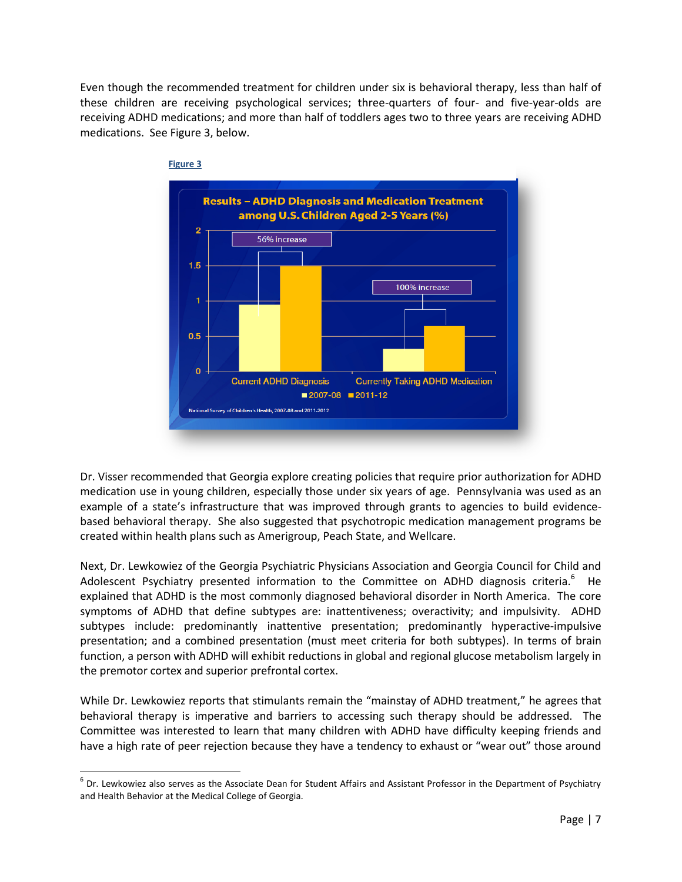Even though the recommended treatment for children under six is behavioral therapy, less than half of these children are receiving psychological services; three-quarters of four- and five-year-olds are receiving ADHD medications; and more than half of toddlers ages two to three years are receiving ADHD medications. See Figure 3, below.

**Figure 3**

Dr. Visser recommended that Georgia explore creating policies that require prior authorization for ADHD medication use in young children, especially those under six years of age. Pennsylvania was used as an example of a state's infrastructure that was improved through grants to agencies to build evidence-based behavioral therapy. She also suggested that psychotropic medication management programs be created within health plans such as Amerigroup, Peach State, and Wellcare.

Next, Dr. Lewkowiez of the Georgia Psychiatric Physicians Association and Georgia Council for Child and Adolescent Psychiatry presented information to the Committee on ADHD diagnosis criteria.[6] He explained that ADHD is the most commonly diagnosed behavioral disorder in North America. The core symptoms of ADHD that define subtypes are: inattentiveness; overactivity; and impulsivity. ADHD subtypes include: predominantly inattentive presentation; predominantly hyperactive-impulsive presentation; and a combined presentation (must meet criteria for both subtypes). In terms of brain function, a person with ADHD will exhibit reductions in global and regional glucose metabolism largely in the premotor cortex and superior prefrontal cortex.

While Dr. Lewkowiez reports that stimulants remain the "mainstay of ADHD treatment," he agrees that behavioral therapy is imperative and barriers to accessing such therapy should be addressed. The Committee was interested to learn that many children with ADHD have difficulty keeping friends and have a high rate of peer rejection because they have a tendency to exhaust or "wear out" those around

[6] Dr. Lewkowiez also serves as the Associate Dean for Student Affairs and Assistant Professor in the Department of Psychiatry and Health Behavior at the Medical College of Georgia.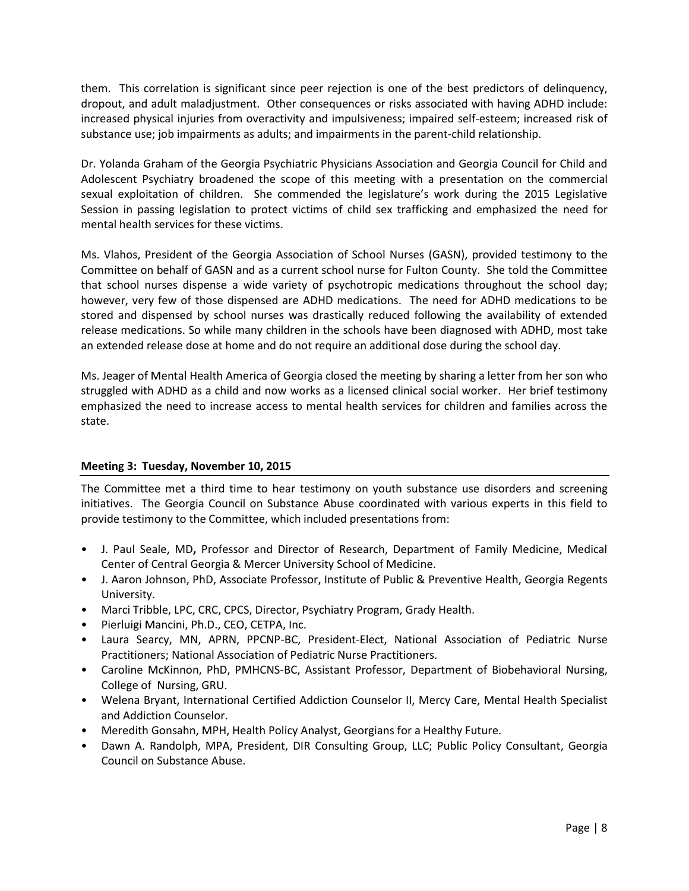them. This correlation is significant since peer rejection is one of the best predictors of delinquency, dropout, and adult maladjustment. Other consequences or risks associated with having ADHD include: increased physical injuries from overactivity and impulsiveness; impaired self-esteem; increased risk of substance use; job impairments as adults; and impairments in the parent-child relationship.

Dr. Yolanda Graham of the Georgia Psychiatric Physicians Association and Georgia Council for Child and Adolescent Psychiatry broadened the scope of this meeting with a presentation on the commercial sexual exploitation of children. She commended the legislature's work during the 2015 Legislative Session in passing legislation to protect victims of child sex trafficking and emphasized the need for mental health services for these victims.

Ms. Vlahos, President of the Georgia Association of School Nurses (GASN), provided testimony to the Committee on behalf of GASN and as a current school nurse for Fulton County. She told the Committee that school nurses dispense a wide variety of psychotropic medications throughout the school day; however, very few of those dispensed are ADHD medications. The need for ADHD medications to be stored and dispensed by school nurses was drastically reduced following the availability of extended release medications. So while many children in the schools have been diagnosed with ADHD, most take an extended release dose at home and do not require an additional dose during the school day.

Ms. Jeager of Mental Health America of Georgia closed the meeting by sharing a letter from her son who struggled with ADHD as a child and now works as a licensed clinical social worker. Her brief testimony emphasized the need to increase access to mental health services for children and families across the state.

**Meeting 3: Tuesday, November 10, 2015**

The Committee met a third time to hear testimony on youth substance use disorders and screening initiatives. The Georgia Council on Substance Abuse coordinated with various experts in this field to provide testimony to the Committee, which included presentations from:

- J. Paul Seale, MD**,** Professor and Director of Research, Department of Family Medicine, Medical Center of Central Georgia & Mercer University School of Medicine.
- J. Aaron Johnson, PhD, Associate Professor, Institute of Public & Preventive Health, Georgia Regents University.
- Marci Tribble, LPC, CRC, CPCS, Director, Psychiatry Program, Grady Health.
- Pierluigi Mancini, Ph.D., CEO, CETPA, Inc.
- Laura Searcy, MN, APRN, PPCNP-BC, President-Elect, National Association of Pediatric Nurse Practitioners; National Association of Pediatric Nurse Practitioners.
- Caroline McKinnon, PhD, PMHCNS-BC, Assistant Professor, Department of Biobehavioral Nursing, College of Nursing, GRU.
- Welena Bryant, International Certified Addiction Counselor II, Mercy Care, Mental Health Specialist and Addiction Counselor.
- Meredith Gonsahn, MPH, Health Policy Analyst, Georgians for a Healthy Future.
- Dawn A. Randolph, MPA, President, DIR Consulting Group, LLC; Public Policy Consultant, Georgia Council on Substance Abuse.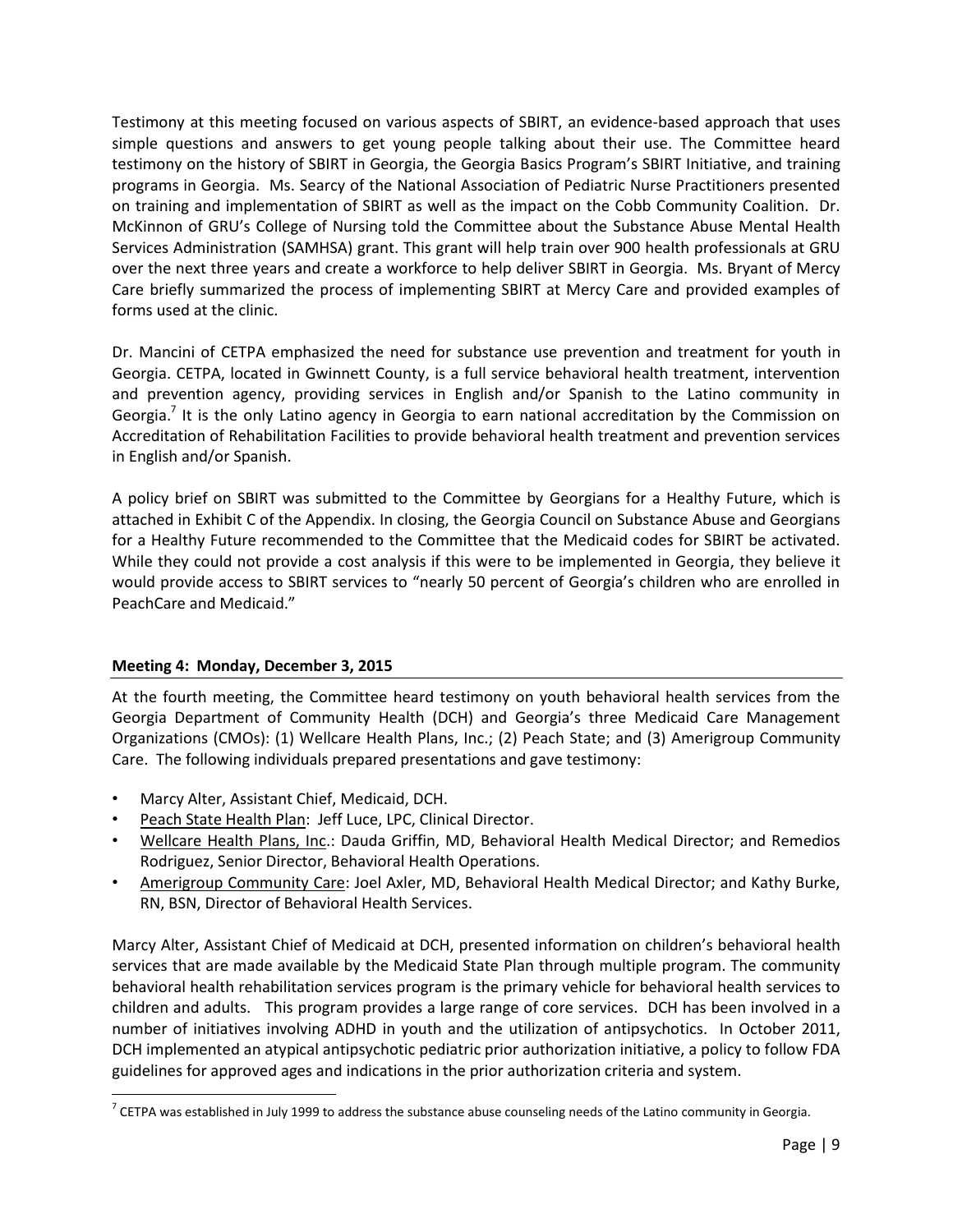Testimony at this meeting focused on various aspects of SBIRT, an evidence-based approach that uses simple questions and answers to get young people talking about their use. The Committee heard testimony on the history of SBIRT in Georgia, the Georgia Basics Program's SBIRT Initiative, and training programs in Georgia. Ms. Searcy of the National Association of Pediatric Nurse Practitioners presented on training and implementation of SBIRT as well as the impact on the Cobb Community Coalition. Dr. McKinnon of GRU's College of Nursing told the Committee about the Substance Abuse Mental Health Services Administration (SAMHSA) grant. This grant will help train over 900 health professionals at GRU over the next three years and create a workforce to help deliver SBIRT in Georgia. Ms. Bryant of Mercy Care briefly summarized the process of implementing SBIRT at Mercy Care and provided examples of forms used at the clinic.

Dr. Mancini of CETPA emphasized the need for substance use prevention and treatment for youth in Georgia. CETPA, located in Gwinnett County, is a full service behavioral health treatment, intervention and prevention agency, providing services in English and/or Spanish to the Latino community in Georgia.[7] It is the only Latino agency in Georgia to earn national accreditation by the Commission on Accreditation of Rehabilitation Facilities to provide behavioral health treatment and prevention services in English and/or Spanish.

A policy brief on SBIRT was submitted to the Committee by Georgians for a Healthy Future, which is attached in Exhibit C of the Appendix. In closing, the Georgia Council on Substance Abuse and Georgians for a Healthy Future recommended to the Committee that the Medicaid codes for SBIRT be activated. While they could not provide a cost analysis if this were to be implemented in Georgia, they believe it would provide access to SBIRT services to "nearly 50 percent of Georgia's children who are enrolled in PeachCare and Medicaid."

**Meeting 4: Monday, December 3, 2015**

At the fourth meeting, the Committee heard testimony on youth behavioral health services from the Georgia Department of Community Health (DCH) and Georgia's three Medicaid Care Management Organizations (CMOs): (1) Wellcare Health Plans, Inc.; (2) Peach State; and (3) Amerigroup Community Care. The following individuals prepared presentations and gave testimony:

- Marcy Alter, Assistant Chief, Medicaid, DCH.
- Peach State Health Plan: Jeff Luce, LPC, Clinical Director.
- Wellcare Health Plans, Inc.: Dauda Griffin, MD, Behavioral Health Medical Director; and Remedios Rodriguez, Senior Director, Behavioral Health Operations.
- Amerigroup Community Care: Joel Axler, MD, Behavioral Health Medical Director; and Kathy Burke, RN, BSN, Director of Behavioral Health Services.

Marcy Alter, Assistant Chief of Medicaid at DCH, presented information on children's behavioral health services that are made available by the Medicaid State Plan through multiple program. The community behavioral health rehabilitation services program is the primary vehicle for behavioral health services to children and adults. This program provides a large range of core services. DCH has been involved in a number of initiatives involving ADHD in youth and the utilization of antipsychotics. In October 2011, DCH implemented an atypical antipsychotic pediatric prior authorization initiative, a policy to follow FDA guidelines for approved ages and indications in the prior authorization criteria and system.

[7] CETPA was established in July 1999 to address the substance abuse counseling needs of the Latino community in Georgia.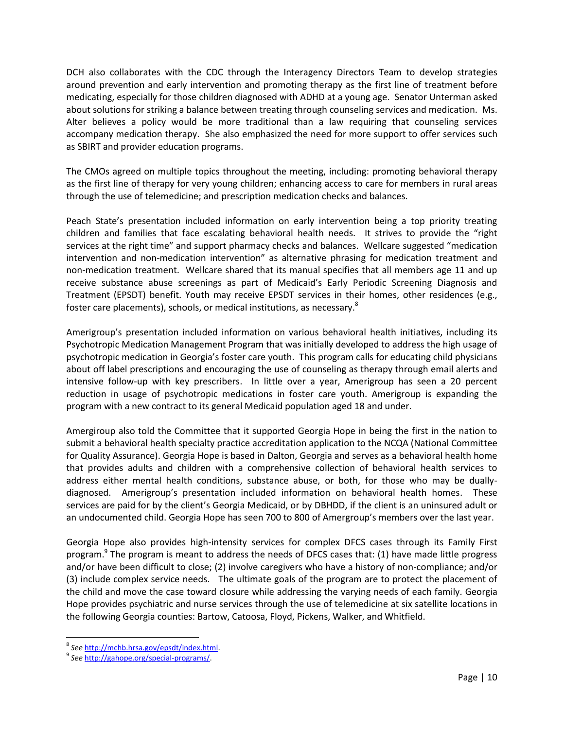DCH also collaborates with the CDC through the Interagency Directors Team to develop strategies around prevention and early intervention and promoting therapy as the first line of treatment before medicating, especially for those children diagnosed with ADHD at a young age. Senator Unterman asked about solutions for striking a balance between treating through counseling services and medication. Ms. Alter believes a policy would be more traditional than a law requiring that counseling services accompany medication therapy. She also emphasized the need for more support to offer services such as SBIRT and provider education programs.

The CMOs agreed on multiple topics throughout the meeting, including: promoting behavioral therapy as the first line of therapy for very young children; enhancing access to care for members in rural areas through the use of telemedicine; and prescription medication checks and balances.

Peach State's presentation included information on early intervention being a top priority treating children and families that face escalating behavioral health needs. It strives to provide the "right services at the right time" and support pharmacy checks and balances. Wellcare suggested "medication intervention and non-medication intervention" as alternative phrasing for medication treatment and non-medication treatment. Wellcare shared that its manual specifies that all members age 11 and up receive substance abuse screenings as part of Medicaid's Early Periodic Screening Diagnosis and Treatment (EPSDT) benefit. Youth may receive EPSDT services in their homes, other residences (e.g., foster care placements), schools, or medical institutions, as necessary.[8]

Amerigroup's presentation included information on various behavioral health initiatives, including its Psychotropic Medication Management Program that was initially developed to address the high usage of psychotropic medication in Georgia's foster care youth. This program calls for educating child physicians about off label prescriptions and encouraging the use of counseling as therapy through email alerts and intensive follow-up with key prescribers. In little over a year, Amerigroup has seen a 20 percent reduction in usage of psychotropic medications in foster care youth. Amerigroup is expanding the program with a new contract to its general Medicaid population aged 18 and under.

Amergiroup also told the Committee that it supported Georgia Hope in being the first in the nation to submit a behavioral health specialty practice accreditation application to the NCQA (National Committee for Quality Assurance). Georgia Hope is based in Dalton, Georgia and serves as a behavioral health home that provides adults and children with a comprehensive collection of behavioral health services to address either mental health conditions, substance abuse, or both, for those who may be dually-diagnosed. Amerigroup's presentation included information on behavioral health homes. These services are paid for by the client's Georgia Medicaid, or by DBHDD, if the client is an uninsured adult or an undocumented child. Georgia Hope has seen 700 to 800 of Amergroup's members over the last year.

Georgia Hope also provides high-intensity services for complex DFCS cases through its Family First program.[9] The program is meant to address the needs of DFCS cases that: (1) have made little progress and/or have been difficult to close; (2) involve caregivers who have a history of non-compliance; and/or (3) include complex service needs. The ultimate goals of the program are to protect the placement of the child and move the case toward closure while addressing the varying needs of each family. Georgia Hope provides psychiatric and nurse services through the use of telemedicine at six satellite locations in the following Georgia counties: Bartow, Catoosa, Floyd, Pickens, Walker, and Whitfield.

---

[8] *See* http://mchb.hrsa.gov/epsdt/index.html.

[9] *See* http://gahope.org/special-programs/.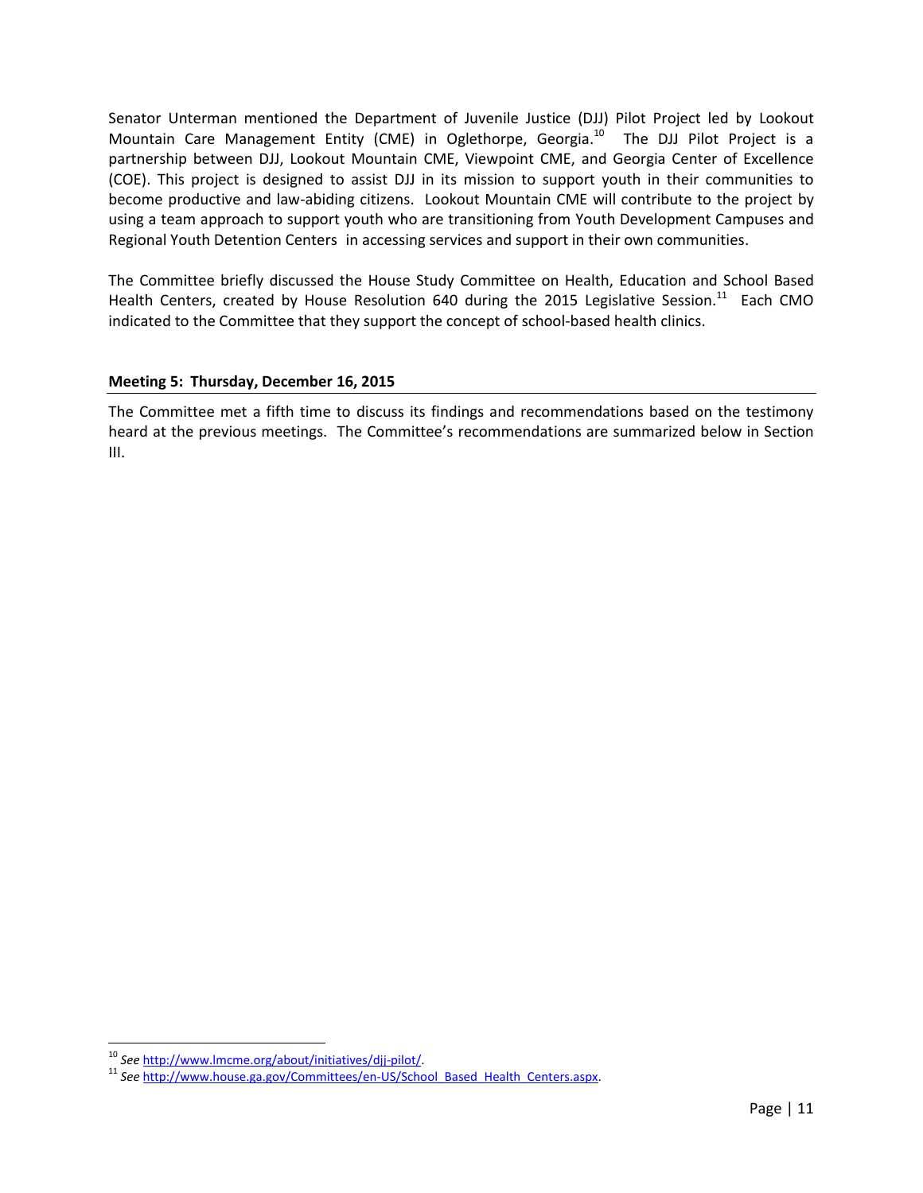Senator Unterman mentioned the Department of Juvenile Justice (DJJ) Pilot Project led by Lookout Mountain Care Management Entity (CME) in Oglethorpe, Georgia.[10] The DJJ Pilot Project is a partnership between DJJ, Lookout Mountain CME, Viewpoint CME, and Georgia Center of Excellence (COE). This project is designed to assist DJJ in its mission to support youth in their communities to become productive and law-abiding citizens. Lookout Mountain CME will contribute to the project by using a team approach to support youth who are transitioning from Youth Development Campuses and Regional Youth Detention Centers in accessing services and support in their own communities.

The Committee briefly discussed the House Study Committee on Health, Education and School Based Health Centers, created by House Resolution 640 during the 2015 Legislative Session.[11] Each CMO indicated to the Committee that they support the concept of school-based health clinics.

**Meeting 5: Thursday, December 16, 2015**

The Committee met a fifth time to discuss its findings and recommendations based on the testimony heard at the previous meetings. The Committee's recommendations are summarized below in Section III.

---

[10] *See* http://www.lmcme.org/about/initiatives/djj-pilot/.

[11] *See* http://www.house.ga.gov/Committees/en-US/School_Based_Health_Centers.aspx.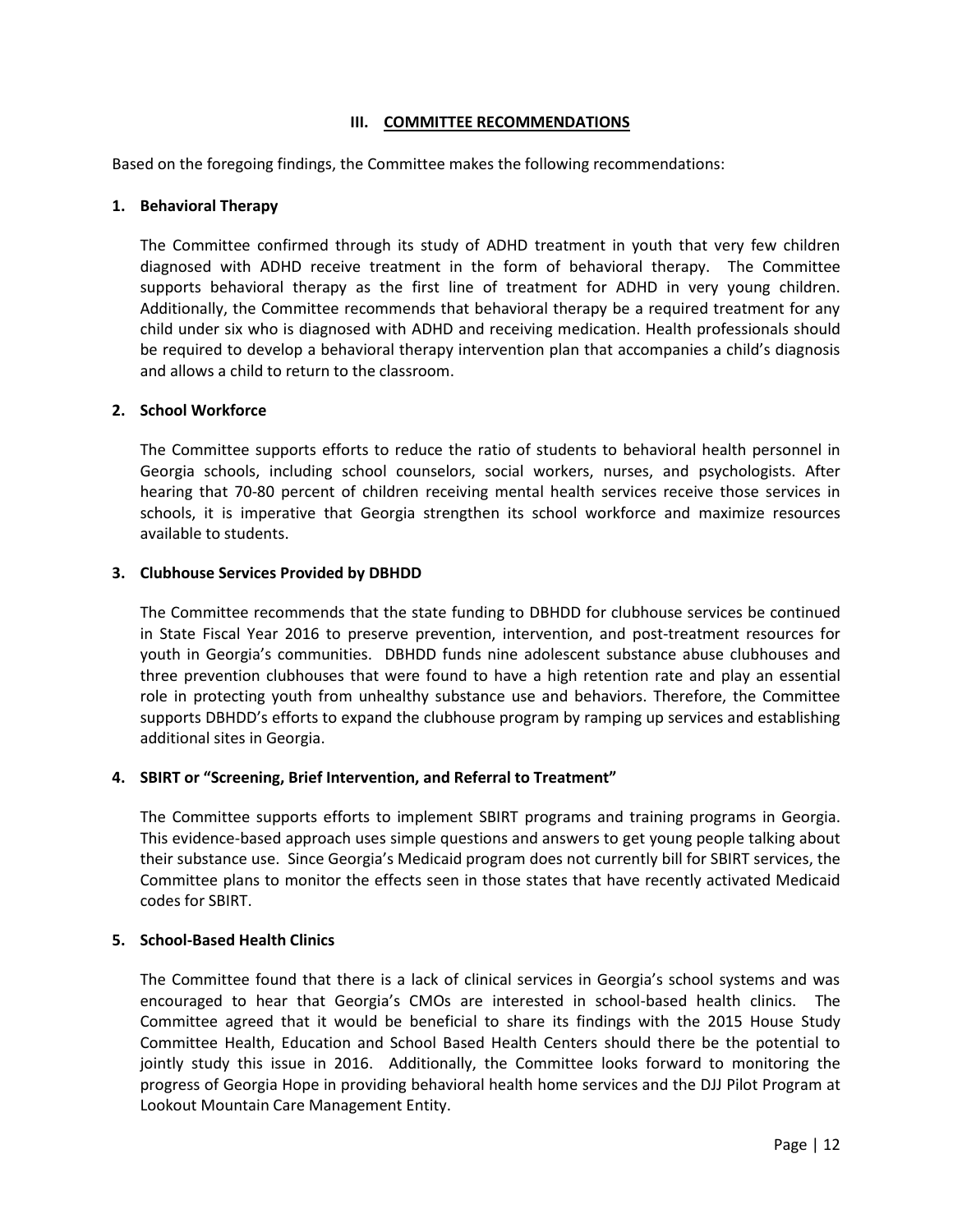## III. COMMITTEE RECOMMENDATIONS

Based on the foregoing findings, the Committee makes the following recommendations:

### 1. Behavioral Therapy

The Committee confirmed through its study of ADHD treatment in youth that very few children diagnosed with ADHD receive treatment in the form of behavioral therapy. The Committee supports behavioral therapy as the first line of treatment for ADHD in very young children. Additionally, the Committee recommends that behavioral therapy be a required treatment for any child under six who is diagnosed with ADHD and receiving medication. Health professionals should be required to develop a behavioral therapy intervention plan that accompanies a child's diagnosis and allows a child to return to the classroom.

### 2. School Workforce

The Committee supports efforts to reduce the ratio of students to behavioral health personnel in Georgia schools, including school counselors, social workers, nurses, and psychologists. After hearing that 70-80 percent of children receiving mental health services receive those services in schools, it is imperative that Georgia strengthen its school workforce and maximize resources available to students.

### 3. Clubhouse Services Provided by DBHDD

The Committee recommends that the state funding to DBHDD for clubhouse services be continued in State Fiscal Year 2016 to preserve prevention, intervention, and post-treatment resources for youth in Georgia's communities. DBHDD funds nine adolescent substance abuse clubhouses and three prevention clubhouses that were found to have a high retention rate and play an essential role in protecting youth from unhealthy substance use and behaviors. Therefore, the Committee supports DBHDD's efforts to expand the clubhouse program by ramping up services and establishing additional sites in Georgia.

### 4. SBIRT or "Screening, Brief Intervention, and Referral to Treatment"

The Committee supports efforts to implement SBIRT programs and training programs in Georgia. This evidence-based approach uses simple questions and answers to get young people talking about their substance use. Since Georgia's Medicaid program does not currently bill for SBIRT services, the Committee plans to monitor the effects seen in those states that have recently activated Medicaid codes for SBIRT.

### 5. School-Based Health Clinics

The Committee found that there is a lack of clinical services in Georgia's school systems and was encouraged to hear that Georgia's CMOs are interested in school-based health clinics. The Committee agreed that it would be beneficial to share its findings with the 2015 House Study Committee Health, Education and School Based Health Centers should there be the potential to jointly study this issue in 2016. Additionally, the Committee looks forward to monitoring the progress of Georgia Hope in providing behavioral health home services and the DJJ Pilot Program at Lookout Mountain Care Management Entity.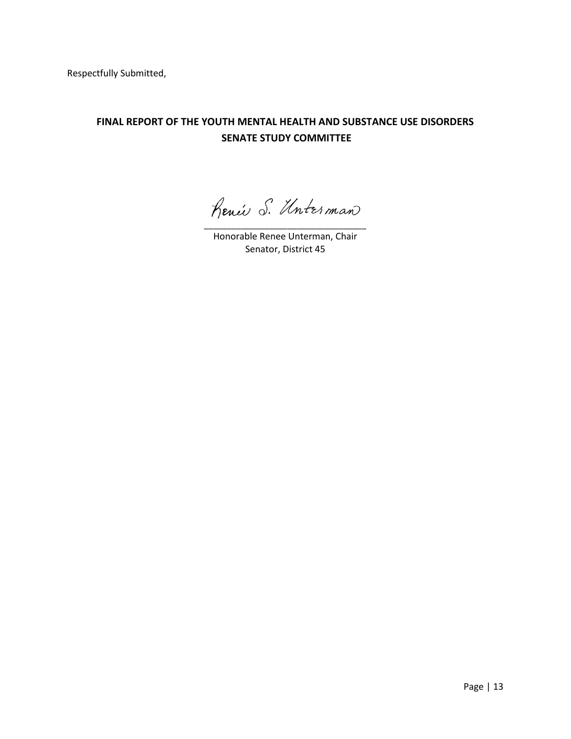Respectfully Submitted,

**FINAL REPORT OF THE YOUTH MENTAL HEALTH AND SUBSTANCE USE DISORDERS SENATE STUDY COMMITTEE**

Renee S. Unterman

\_\_\_\_\_\_\_\_\_\_\_\_\_\_\_\_\_\_\_\_\_\_\_\_\_\_\_\_\_\_\_\_

Honorable Renee Unterman, Chair
Senator, District 45